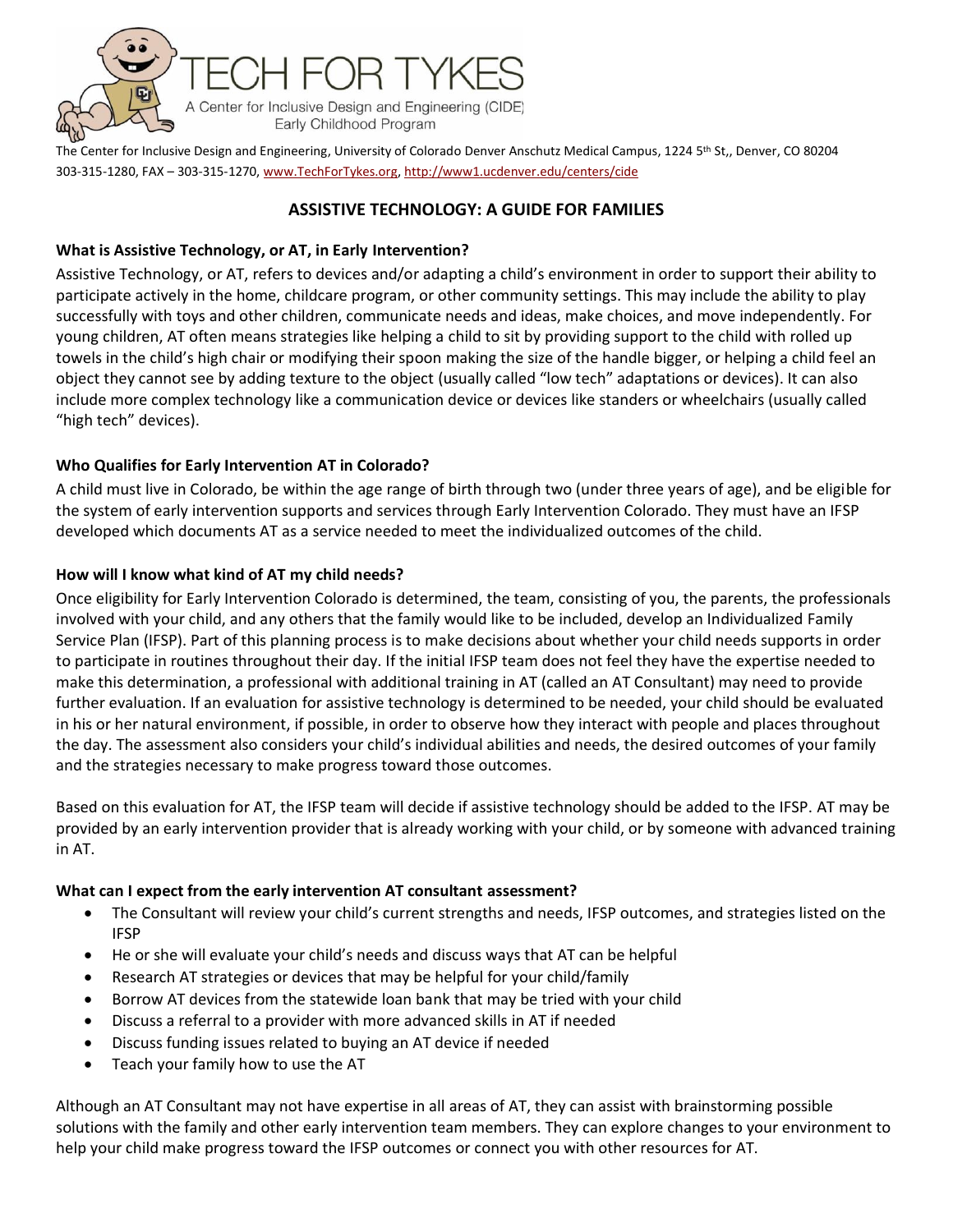# TECH FOR TYKES

A Center for Inclusive Design and Engineering (CIDE)
Early Childhood Program

The Center for Inclusive Design and Engineering, University of Colorado Denver Anschutz Medical Campus, 1224 5th St,, Denver, CO 80204
303-315-1280, FAX – 303-315-1270, www.TechForTykes.org, http://www1.ucdenver.edu/centers/cide

## ASSISTIVE TECHNOLOGY: A GUIDE FOR FAMILIES

### What is Assistive Technology, or AT, in Early Intervention?

Assistive Technology, or AT, refers to devices and/or adapting a child's environment in order to support their ability to participate actively in the home, childcare program, or other community settings. This may include the ability to play successfully with toys and other children, communicate needs and ideas, make choices, and move independently. For young children, AT often means strategies like helping a child to sit by providing support to the child with rolled up towels in the child's high chair or modifying their spoon making the size of the handle bigger, or helping a child feel an object they cannot see by adding texture to the object (usually called "low tech" adaptations or devices). It can also include more complex technology like a communication device or devices like standers or wheelchairs (usually called "high tech" devices).

### Who Qualifies for Early Intervention AT in Colorado?

A child must live in Colorado, be within the age range of birth through two (under three years of age), and be eligible for the system of early intervention supports and services through Early Intervention Colorado. They must have an IFSP developed which documents AT as a service needed to meet the individualized outcomes of the child.

### How will I know what kind of AT my child needs?

Once eligibility for Early Intervention Colorado is determined, the team, consisting of you, the parents, the professionals involved with your child, and any others that the family would like to be included, develop an Individualized Family Service Plan (IFSP). Part of this planning process is to make decisions about whether your child needs supports in order to participate in routines throughout their day. If the initial IFSP team does not feel they have the expertise needed to make this determination, a professional with additional training in AT (called an AT Consultant) may need to provide further evaluation. If an evaluation for assistive technology is determined to be needed, your child should be evaluated in his or her natural environment, if possible, in order to observe how they interact with people and places throughout the day. The assessment also considers your child's individual abilities and needs, the desired outcomes of your family and the strategies necessary to make progress toward those outcomes.

Based on this evaluation for AT, the IFSP team will decide if assistive technology should be added to the IFSP. AT may be provided by an early intervention provider that is already working with your child, or by someone with advanced training in AT.

### What can I expect from the early intervention AT consultant assessment?

- The Consultant will review your child's current strengths and needs, IFSP outcomes, and strategies listed on the IFSP
- He or she will evaluate your child's needs and discuss ways that AT can be helpful
- Research AT strategies or devices that may be helpful for your child/family
- Borrow AT devices from the statewide loan bank that may be tried with your child
- Discuss a referral to a provider with more advanced skills in AT if needed
- Discuss funding issues related to buying an AT device if needed
- Teach your family how to use the AT

Although an AT Consultant may not have expertise in all areas of AT, they can assist with brainstorming possible solutions with the family and other early intervention team members. They can explore changes to your environment to help your child make progress toward the IFSP outcomes or connect you with other resources for AT.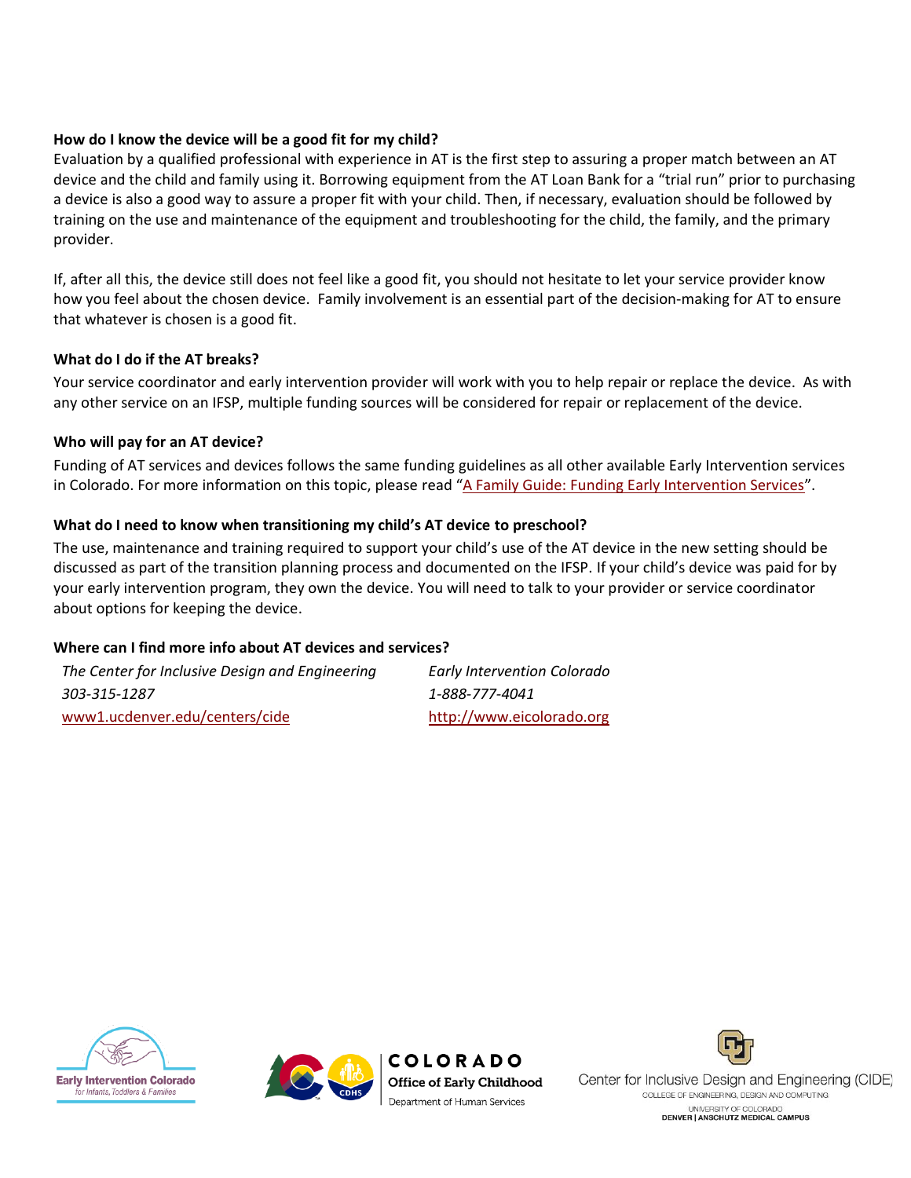**How do I know the device will be a good fit for my child?**

Evaluation by a qualified professional with experience in AT is the first step to assuring a proper match between an AT device and the child and family using it. Borrowing equipment from the AT Loan Bank for a "trial run" prior to purchasing a device is also a good way to assure a proper fit with your child. Then, if necessary, evaluation should be followed by training on the use and maintenance of the equipment and troubleshooting for the child, the family, and the primary provider.

If, after all this, the device still does not feel like a good fit, you should not hesitate to let your service provider know how you feel about the chosen device. Family involvement is an essential part of the decision-making for AT to ensure that whatever is chosen is a good fit.

**What do I do if the AT breaks?**

Your service coordinator and early intervention provider will work with you to help repair or replace the device. As with any other service on an IFSP, multiple funding sources will be considered for repair or replacement of the device.

**Who will pay for an AT device?**

Funding of AT services and devices follows the same funding guidelines as all other available Early Intervention services in Colorado. For more information on this topic, please read "A Family Guide: Funding Early Intervention Services".

**What do I need to know when transitioning my child's AT device to preschool?**

The use, maintenance and training required to support your child's use of the AT device in the new setting should be discussed as part of the transition planning process and documented on the IFSP. If your child's device was paid for by your early intervention program, they own the device. You will need to talk to your provider or service coordinator about options for keeping the device.

**Where can I find more info about AT devices and services?**

*The Center for Inclusive Design and Engineering*
*303-315-1287*
www1.ucdenver.edu/centers/cide

*Early Intervention Colorado*
*1-888-777-4041*
http://www.eicolorado.org

Early Intervention Colorado for Infants, Toddlers & Families

COLORADO Office of Early Childhood Department of Human Services

Center for Inclusive Design and Engineering (CIDE) COLLEGE OF ENGINEERING, DESIGN AND COMPUTING UNIVERSITY OF COLORADO DENVER | ANSCHUTZ MEDICAL CAMPUS